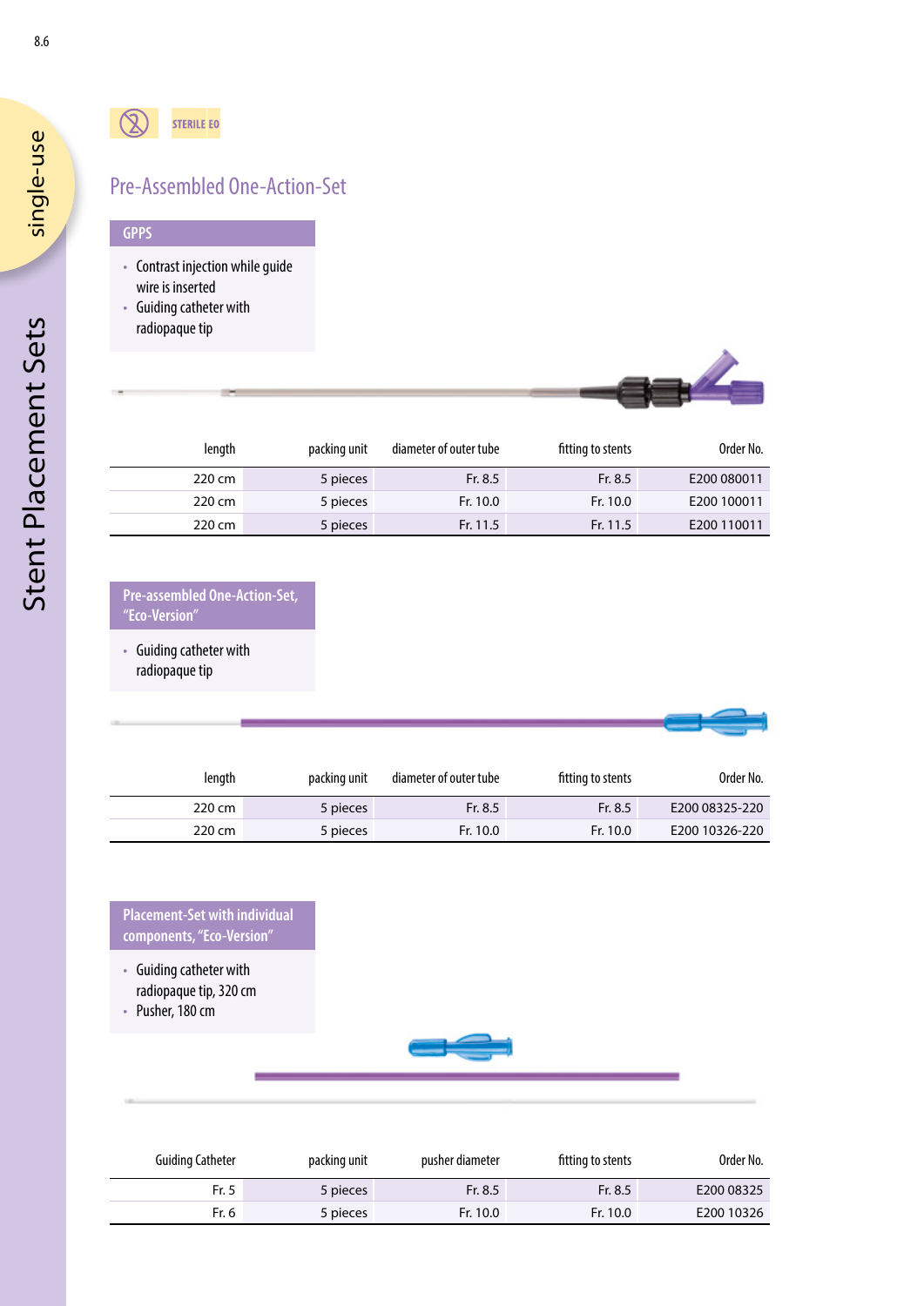STERILE EO

# Pre-Assembled One-Action-Set

## GPPS

- Contrast injection while guide wire is inserted
- Guiding catheter with radiopaque tip

| length | packing unit | diameter of outer tube | fitting to stents | Order No. |
|---|---|---|---|---|
| 220 cm | 5 pieces | Fr. 8.5 | Fr. 8.5 | E200 080011 |
| 220 cm | 5 pieces | Fr. 10.0 | Fr. 10.0 | E200 100011 |
| 220 cm | 5 pieces | Fr. 11.5 | Fr. 11.5 | E200 110011 |

## Pre-assembled One-Action-Set, "Eco-Version"

- Guiding catheter with radiopaque tip

| length | packing unit | diameter of outer tube | fitting to stents | Order No. |
|---|---|---|---|---|
| 220 cm | 5 pieces | Fr. 8.5 | Fr. 8.5 | E200 08325-220 |
| 220 cm | 5 pieces | Fr. 10.0 | Fr. 10.0 | E200 10326-220 |

## Placement-Set with individual components, "Eco-Version"

- Guiding catheter with radiopaque tip, 320 cm
- Pusher, 180 cm

| Guiding Catheter | packing unit | pusher diameter | fitting to stents | Order No. |
|---|---|---|---|---|
| Fr. 5 | 5 pieces | Fr. 8.5 | Fr. 8.5 | E200 08325 |
| Fr. 6 | 5 pieces | Fr. 10.0 | Fr. 10.0 | E200 10326 |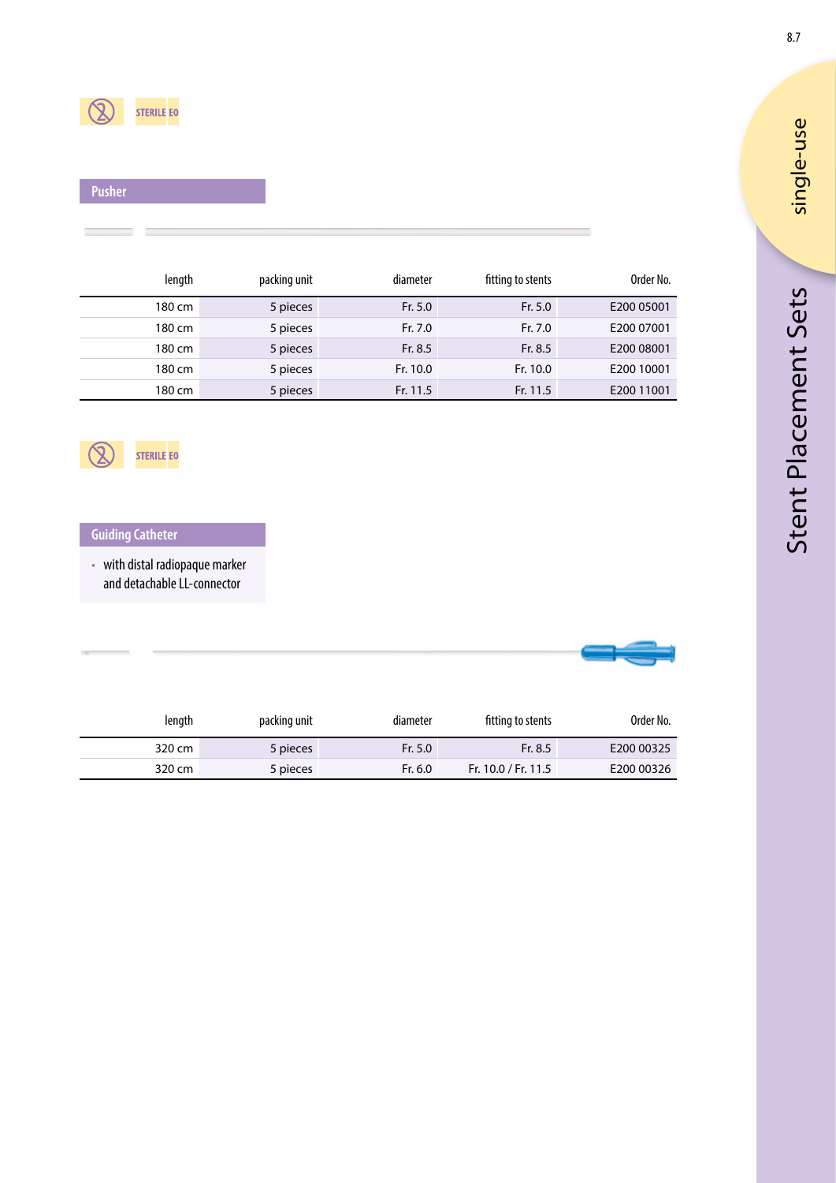STERILE EO

## Pusher

| length | packing unit | diameter | fitting to stents | Order No. |
|---|---|---|---|---|
| 180 cm | 5 pieces | Fr. 5.0 | Fr. 5.0 | E200 05001 |
| 180 cm | 5 pieces | Fr. 7.0 | Fr. 7.0 | E200 07001 |
| 180 cm | 5 pieces | Fr. 8.5 | Fr. 8.5 | E200 08001 |
| 180 cm | 5 pieces | Fr. 10.0 | Fr. 10.0 | E200 10001 |
| 180 cm | 5 pieces | Fr. 11.5 | Fr. 11.5 | E200 11001 |

STERILE EO

## Guiding Catheter

- with distal radiopaque marker and detachable LL-connector

| length | packing unit | diameter | fitting to stents | Order No. |
|---|---|---|---|---|
| 320 cm | 5 pieces | Fr. 5.0 | Fr. 8.5 | E200 00325 |
| 320 cm | 5 pieces | Fr. 6.0 | Fr. 10.0 / Fr. 11.5 | E200 00326 |

single-use

Stent Placement Sets